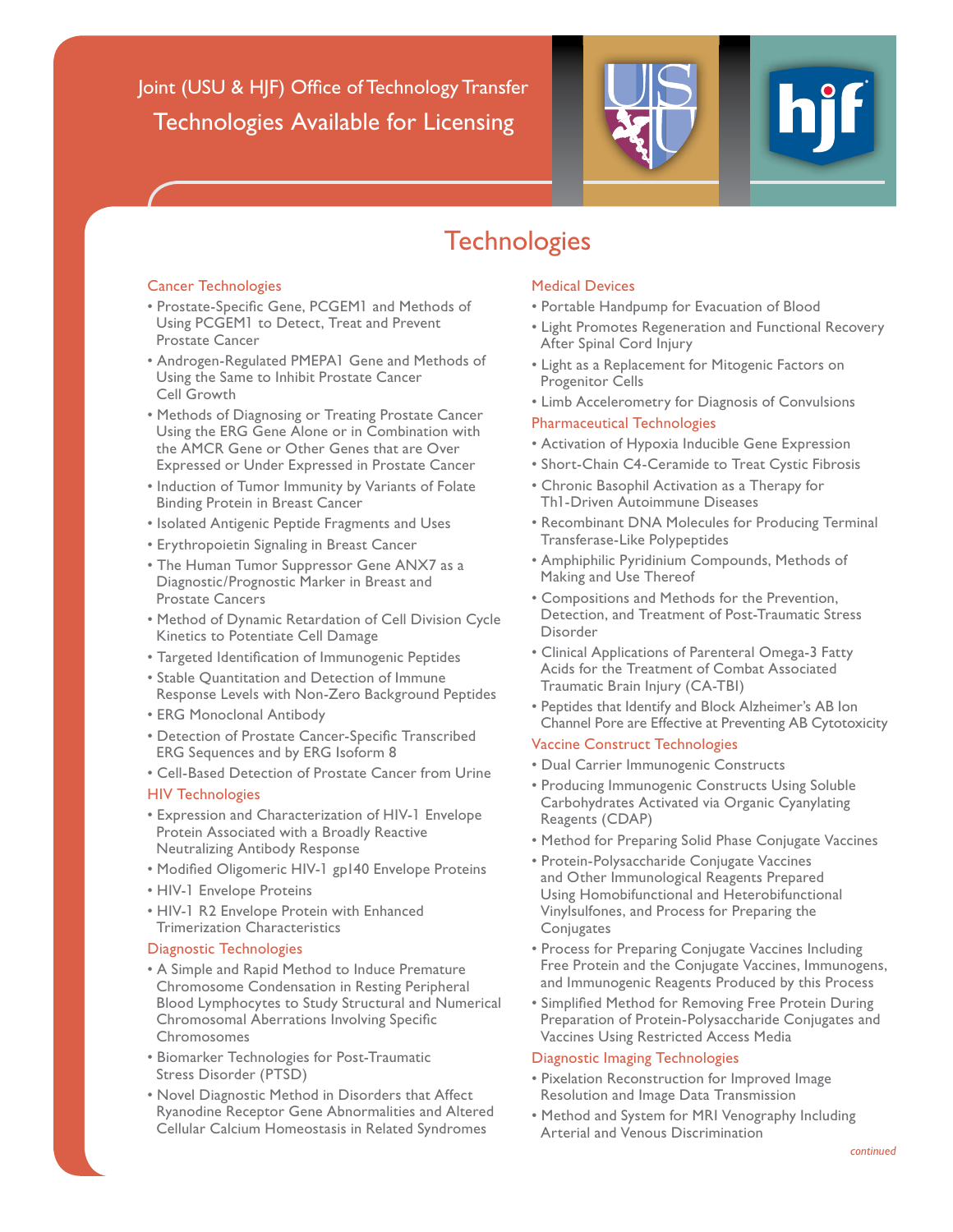Joint (USU & HJF) Office of Technology Transfer

# Technologies Available for Licensing

## Technologies

### Cancer Technologies

- Prostate-Specific Gene, PCGEM1 and Methods of Using PCGEM1 to Detect, Treat and Prevent Prostate Cancer
- Androgen-Regulated PMEPA1 Gene and Methods of Using the Same to Inhibit Prostate Cancer Cell Growth
- Methods of Diagnosing or Treating Prostate Cancer Using the ERG Gene Alone or in Combination with the AMCR Gene or Other Genes that are Over Expressed or Under Expressed in Prostate Cancer
- Induction of Tumor Immunity by Variants of Folate Binding Protein in Breast Cancer
- Isolated Antigenic Peptide Fragments and Uses
- Erythropoietin Signaling in Breast Cancer
- The Human Tumor Suppressor Gene ANX7 as a Diagnostic/Prognostic Marker in Breast and Prostate Cancers
- Method of Dynamic Retardation of Cell Division Cycle Kinetics to Potentiate Cell Damage
- Targeted Identification of Immunogenic Peptides
- Stable Quantitation and Detection of Immune Response Levels with Non-Zero Background Peptides
- ERG Monoclonal Antibody
- Detection of Prostate Cancer-Specific Transcribed ERG Sequences and by ERG Isoform 8
- Cell-Based Detection of Prostate Cancer from Urine

### HIV Technologies

- Expression and Characterization of HIV-1 Envelope Protein Associated with a Broadly Reactive Neutralizing Antibody Response
- Modified Oligomeric HIV-1 gp140 Envelope Proteins
- HIV-1 Envelope Proteins
- HIV-1 R2 Envelope Protein with Enhanced Trimerization Characteristics

### Diagnostic Technologies

- A Simple and Rapid Method to Induce Premature Chromosome Condensation in Resting Peripheral Blood Lymphocytes to Study Structural and Numerical Chromosomal Aberrations Involving Specific Chromosomes
- Biomarker Technologies for Post-Traumatic Stress Disorder (PTSD)
- Novel Diagnostic Method in Disorders that Affect Ryanodine Receptor Gene Abnormalities and Altered Cellular Calcium Homeostasis in Related Syndromes

### Medical Devices

- Portable Handpump for Evacuation of Blood
- Light Promotes Regeneration and Functional Recovery After Spinal Cord Injury
- Light as a Replacement for Mitogenic Factors on Progenitor Cells
- Limb Accelerometry for Diagnosis of Convulsions

### Pharmaceutical Technologies

- Activation of Hypoxia Inducible Gene Expression
- Short-Chain C4-Ceramide to Treat Cystic Fibrosis
- Chronic Basophil Activation as a Therapy for Th1-Driven Autoimmune Diseases
- Recombinant DNA Molecules for Producing Terminal Transferase-Like Polypeptides
- Amphiphilic Pyridinium Compounds, Methods of Making and Use Thereof
- Compositions and Methods for the Prevention, Detection, and Treatment of Post-Traumatic Stress Disorder
- Clinical Applications of Parenteral Omega-3 Fatty Acids for the Treatment of Combat Associated Traumatic Brain Injury (CA-TBI)
- Peptides that Identify and Block Alzheimer's AB Ion Channel Pore are Effective at Preventing AB Cytotoxicity

### Vaccine Construct Technologies

- Dual Carrier Immunogenic Constructs
- Producing Immunogenic Constructs Using Soluble Carbohydrates Activated via Organic Cyanylating Reagents (CDAP)
- Method for Preparing Solid Phase Conjugate Vaccines
- Protein-Polysaccharide Conjugate Vaccines and Other Immunological Reagents Prepared Using Homobifunctional and Heterobifunctional Vinylsulfones, and Process for Preparing the Conjugates
- Process for Preparing Conjugate Vaccines Including Free Protein and the Conjugate Vaccines, Immunogens, and Immunogenic Reagents Produced by this Process
- Simplified Method for Removing Free Protein During Preparation of Protein-Polysaccharide Conjugates and Vaccines Using Restricted Access Media

### Diagnostic Imaging Technologies

- Pixelation Reconstruction for Improved Image Resolution and Image Data Transmission
- Method and System for MRI Venography Including Arterial and Venous Discrimination

*continued*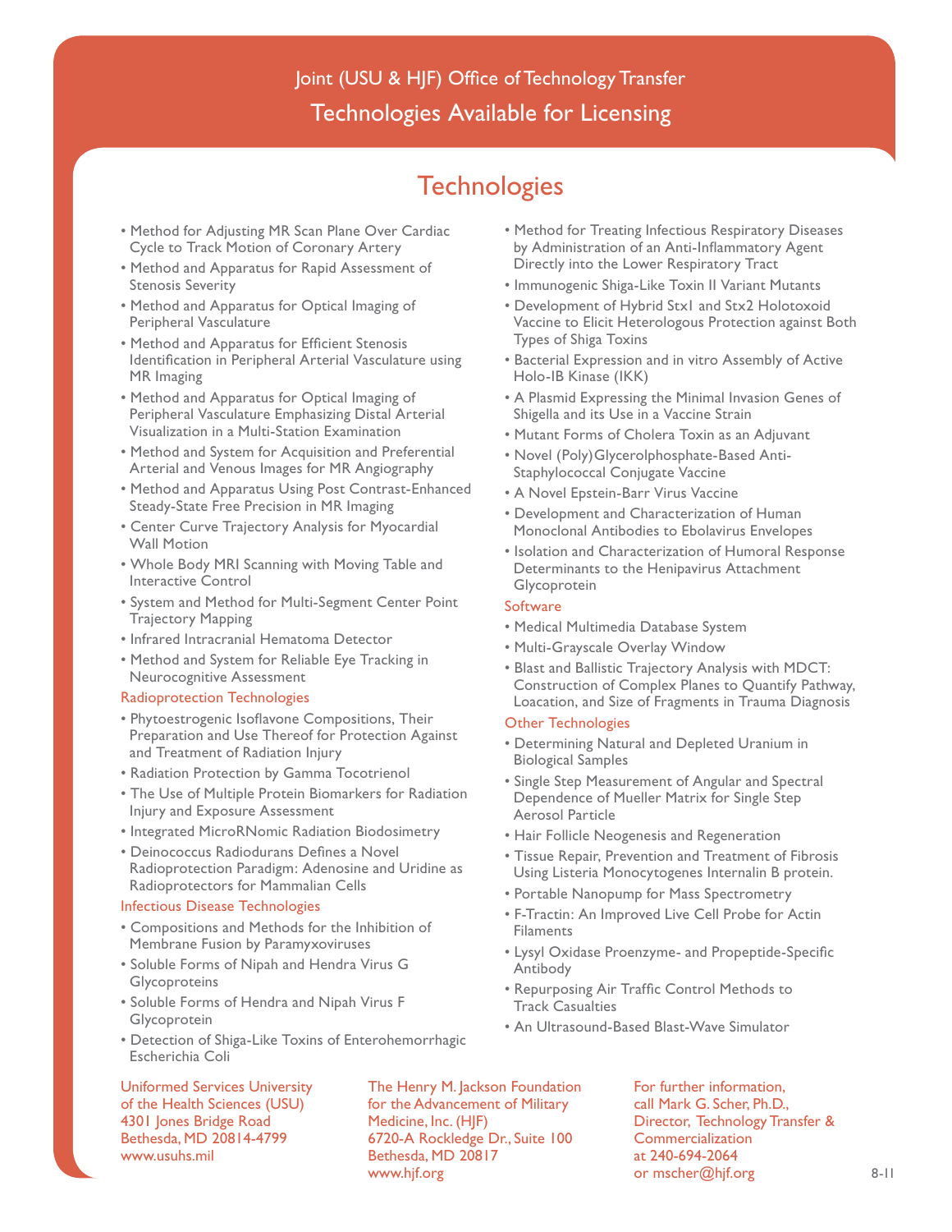Joint (USU & HJF) Office of Technology Transfer

# Technologies Available for Licensing

## Technologies

- Method for Adjusting MR Scan Plane Over Cardiac Cycle to Track Motion of Coronary Artery
- Method and Apparatus for Rapid Assessment of Stenosis Severity
- Method and Apparatus for Optical Imaging of Peripheral Vasculature
- Method and Apparatus for Efficient Stenosis Identification in Peripheral Arterial Vasculature using MR Imaging
- Method and Apparatus for Optical Imaging of Peripheral Vasculature Emphasizing Distal Arterial Visualization in a Multi-Station Examination
- Method and System for Acquisition and Preferential Arterial and Venous Images for MR Angiography
- Method and Apparatus Using Post Contrast-Enhanced Steady-State Free Precision in MR Imaging
- Center Curve Trajectory Analysis for Myocardial Wall Motion
- Whole Body MRI Scanning with Moving Table and Interactive Control
- System and Method for Multi-Segment Center Point Trajectory Mapping
- Infrared Intracranial Hematoma Detector
- Method and System for Reliable Eye Tracking in Neurocognitive Assessment

### Radioprotection Technologies

- Phytoestrogenic Isoflavone Compositions, Their Preparation and Use Thereof for Protection Against and Treatment of Radiation Injury
- Radiation Protection by Gamma Tocotrienol
- The Use of Multiple Protein Biomarkers for Radiation Injury and Exposure Assessment
- Integrated MicroRNomic Radiation Biodosimetry
- Deinococcus Radiodurans Defines a Novel Radioprotection Paradigm: Adenosine and Uridine as Radioprotectors for Mammalian Cells

### Infectious Disease Technologies

- Compositions and Methods for the Inhibition of Membrane Fusion by Paramyxoviruses
- Soluble Forms of Nipah and Hendra Virus G Glycoproteins
- Soluble Forms of Hendra and Nipah Virus F Glycoprotein
- Detection of Shiga-Like Toxins of Enterohemorrhagic Escherichia Coli
- Method for Treating Infectious Respiratory Diseases by Administration of an Anti-Inflammatory Agent Directly into the Lower Respiratory Tract
- Immunogenic Shiga-Like Toxin II Variant Mutants
- Development of Hybrid Stx1 and Stx2 Holotoxoid Vaccine to Elicit Heterologous Protection against Both Types of Shiga Toxins
- Bacterial Expression and in vitro Assembly of Active Holo-IB Kinase (IKK)
- A Plasmid Expressing the Minimal Invasion Genes of Shigella and its Use in a Vaccine Strain
- Mutant Forms of Cholera Toxin as an Adjuvant
- Novel (Poly)Glycerolphosphate-Based Anti-Staphylococcal Conjugate Vaccine
- A Novel Epstein-Barr Virus Vaccine
- Development and Characterization of Human Monoclonal Antibodies to Ebolavirus Envelopes
- Isolation and Characterization of Humoral Response Determinants to the Henipavirus Attachment Glycoprotein

### Software

- Medical Multimedia Database System
- Multi-Grayscale Overlay Window
- Blast and Ballistic Trajectory Analysis with MDCT: Construction of Complex Planes to Quantify Pathway, Loacation, and Size of Fragments in Trauma Diagnosis

### Other Technologies

- Determining Natural and Depleted Uranium in Biological Samples
- Single Step Measurement of Angular and Spectral Dependence of Mueller Matrix for Single Step Aerosol Particle
- Hair Follicle Neogenesis and Regeneration
- Tissue Repair, Prevention and Treatment of Fibrosis Using Listeria Monocytogenes Internalin B protein.
- Portable Nanopump for Mass Spectrometry
- F-Tractin: An Improved Live Cell Probe for Actin Filaments
- Lysyl Oxidase Proenzyme- and Propeptide-Specific Antibody
- Repurposing Air Traffic Control Methods to Track Casualties
- An Ultrasound-Based Blast-Wave Simulator

Uniformed Services University of the Health Sciences (USU)
4301 Jones Bridge Road
Bethesda, MD 20814-4799
www.usuhs.mil

The Henry M. Jackson Foundation for the Advancement of Military Medicine, Inc. (HJF)
6720-A Rockledge Dr., Suite 100
Bethesda, MD 20817
www.hjf.org

For further information, call Mark G. Scher, Ph.D., Director, Technology Transfer & Commercialization at 240-694-2064 or mscher@hjf.org

8-11